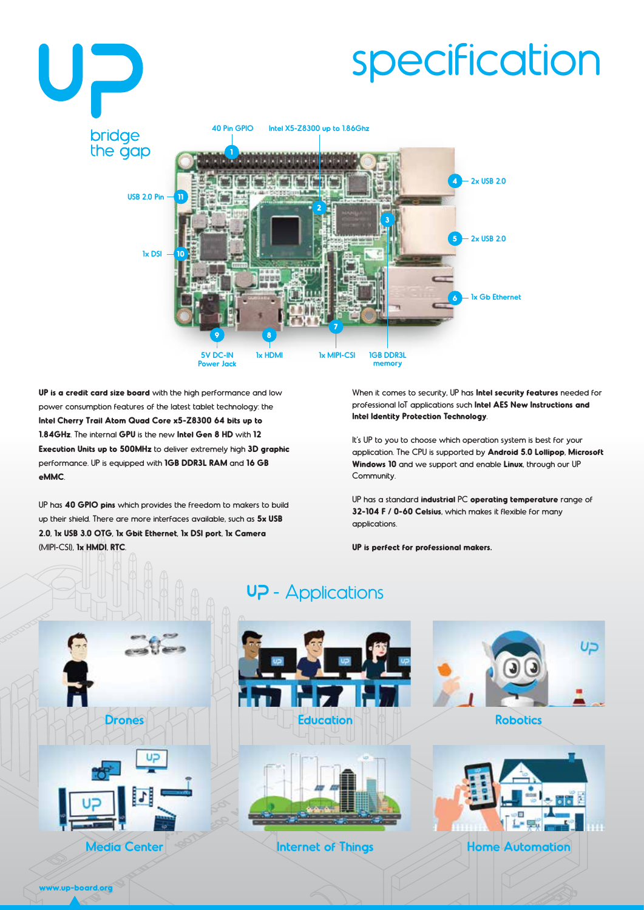# UP

bridge
the gap

# specification

1. 40 Pin GPIO
2. Intel X5-Z8300 up to 1.86Ghz
3. 1GB DDR3L memory
4. 2x USB 2.0
5. 2x USB 2.0
6. 1x Gb Ethernet
7. 1x MIPI-CSI
8. 1x HDMI
9. 5V DC-IN Power Jack
10. 1x DSI
11. USB 2.0 Pin

**UP is a credit card size board** with the high performance and low power consumption features of the latest tablet technology: the **Intel Cherry Trail Atom Quad Core x5-Z8300 64 bits up to 1.84GHz**. The internal **GPU** is the new **Intel Gen 8 HD** with **12 Execution Units up to 500MHz** to deliver extremely high **3D graphic** performance. UP is equipped with **1GB DDR3L RAM** and **16 GB eMMC**.

UP has **40 GPIO pins** which provides the freedom to makers to build up their shield. There are more interfaces available, such as **5x USB 2.0**, **1x USB 3.0 OTG**, **1x Gbit Ethernet**, **1x DSI port**, **1x Camera** (MIPI-CSI), **1x HMDI**, **RTC**.

When it comes to security, UP has **Intel security features** needed for professional IoT applications such **Intel AES New Instructions and Intel Identity Protection Technology**.

It's UP to you to choose which operation system is best for your application. The CPU is supported by **Android 5.0 Lollipop**, **Microsoft Windows 10** and we support and enable **Linux**, through our UP Community.

UP has a standard **industrial** PC **operating temperature** range of **32-104 F / 0-60 Celsius**, which makes it flexible for many applications.

**UP is perfect for professional makers.**

## UP - Applications

- Drones
- Education
- Robotics
- Media Center
- Internet of Things
- Home Automation

www.up-board.org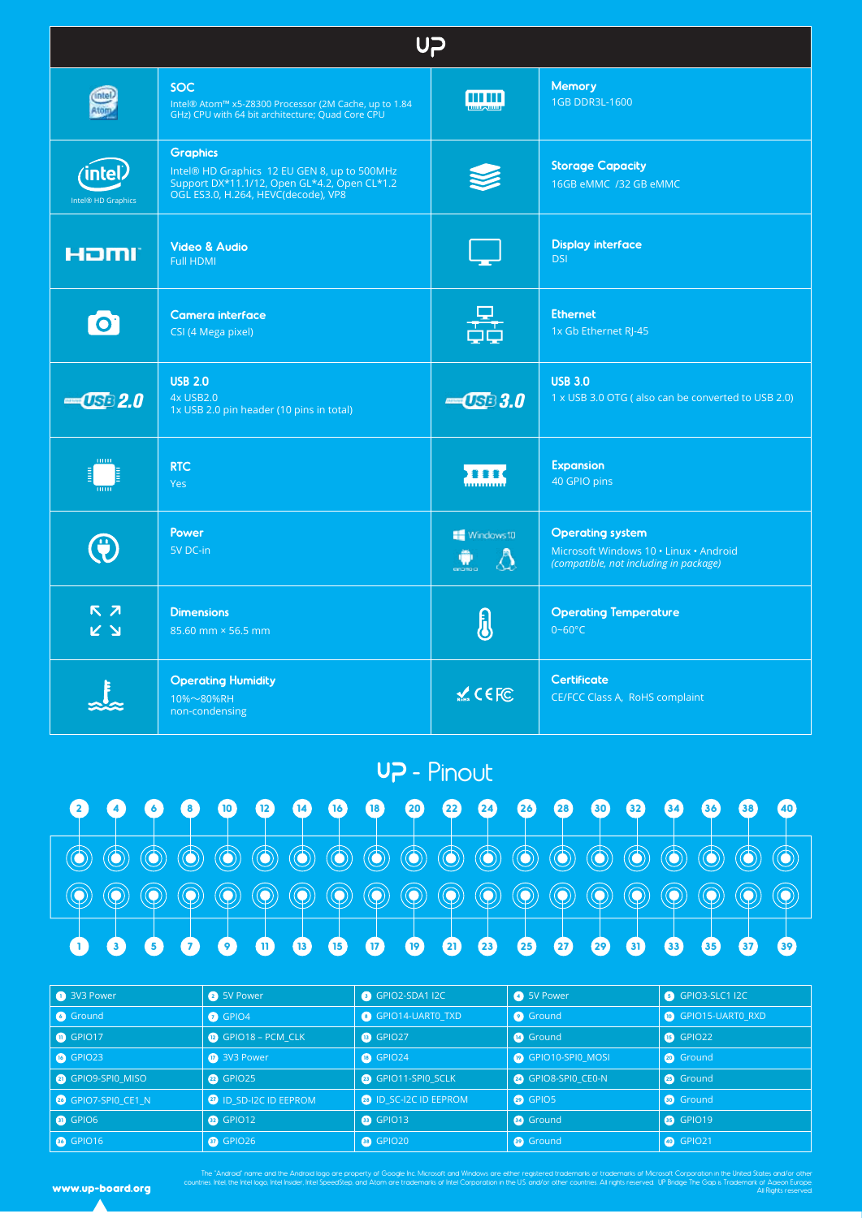# UP

| | | | |
|---|---|---|---|
| | **SOC**<br>Intel® Atom™ x5-Z8300 Processor (2M Cache, up to 1.84 GHz) CPU with 64 bit architecture; Quad Core CPU | | **Memory**<br>1GB DDR3L-1600 |
| Intel® HD Graphics | **Graphics**<br>Intel® HD Graphics 12 EU GEN 8, up to 500MHz Support DX*11.1/12, Open GL*4.2, Open CL*1.2 OGL ES3.0, H.264, HEVC(decode), VP8 | | **Storage Capacity**<br>16GB eMMC /32 GB eMMC |
| HDMI | **Video & Audio**<br>Full HDMI | | **Display interface**<br>DSI |
| | **Camera interface**<br>CSI (4 Mega pixel) | | **Ethernet**<br>1x Gb Ethernet RJ-45 |
| USB 2.0 | **USB 2.0**<br>4x USB2.0<br>1x USB 2.0 pin header (10 pins in total) | USB 3.0 | **USB 3.0**<br>1 x USB 3.0 OTG ( also can be converted to USB 2.0) |
| | **RTC**<br>Yes | | **Expansion**<br>40 GPIO pins |
| | **Power**<br>5V DC-in | Windows10 | **Operating system**<br>Microsoft Windows 10 • Linux • Android<br>*(compatible, not including in package)* |
| | **Dimensions**<br>85.60 mm × 56.5 mm | | **Operating Temperature**<br>0~60°C |
| | **Operating Humidity**<br>10%~80%RH<br>non-condensing | | **Certificate**<br>CE/FCC Class A, RoHS complaint |

## UP - Pinout

| | | | | |
|---|---|---|---|---|
| 1 3V3 Power | 2 5V Power | 3 GPIO2-SDA1 I2C | 4 5V Power | 5 GPIO3-SLC1 I2C |
| 6 Ground | 7 GPIO4 | 8 GPIO14-UART0_TXD | 9 Ground | 10 GPIO15-UART0_RXD |
| 11 GPIO17 | 12 GPIO18 – PCM_CLK | 13 GPIO27 | 14 Ground | 15 GPIO22 |
| 16 GPIO23 | 17 3V3 Power | 18 GPIO24 | 19 GPIO10-SPI0_MOSI | 20 Ground |
| 21 GPIO9-SPI0_MISO | 22 GPIO25 | 23 GPIO11-SPI0_SCLK | 24 GPIO8-SPI0_CE0-N | 25 Ground |
| 26 GPIO7-SPI0_CE1_N | 27 ID_SD-I2C ID EEPROM | 28 ID_SC-I2C ID EEPROM | 29 GPIO5 | 30 Ground |
| 31 GPIO6 | 32 GPIO12 | 33 GPIO13 | 34 Ground | 35 GPIO19 |
| 36 GPIO16 | 37 GPIO26 | 38 GPIO20 | 39 Ground | 40 GPIO21 |

**www.up-board.org**

The "Android" name and the Android logo are property of Google Inc. Microsoft and Windows are either registered trademarks or trademarks of Microsoft Corporation in the United States and/or other countries. Intel, the Intel logo, Intel Insider, Intel SpeedStep, and Atom are trademarks of Intel Corporation in the U.S. and/or other countries. All rights reserved. UP Bridge The Gap is Trademark of Aaeon Europe. All Rights reserved